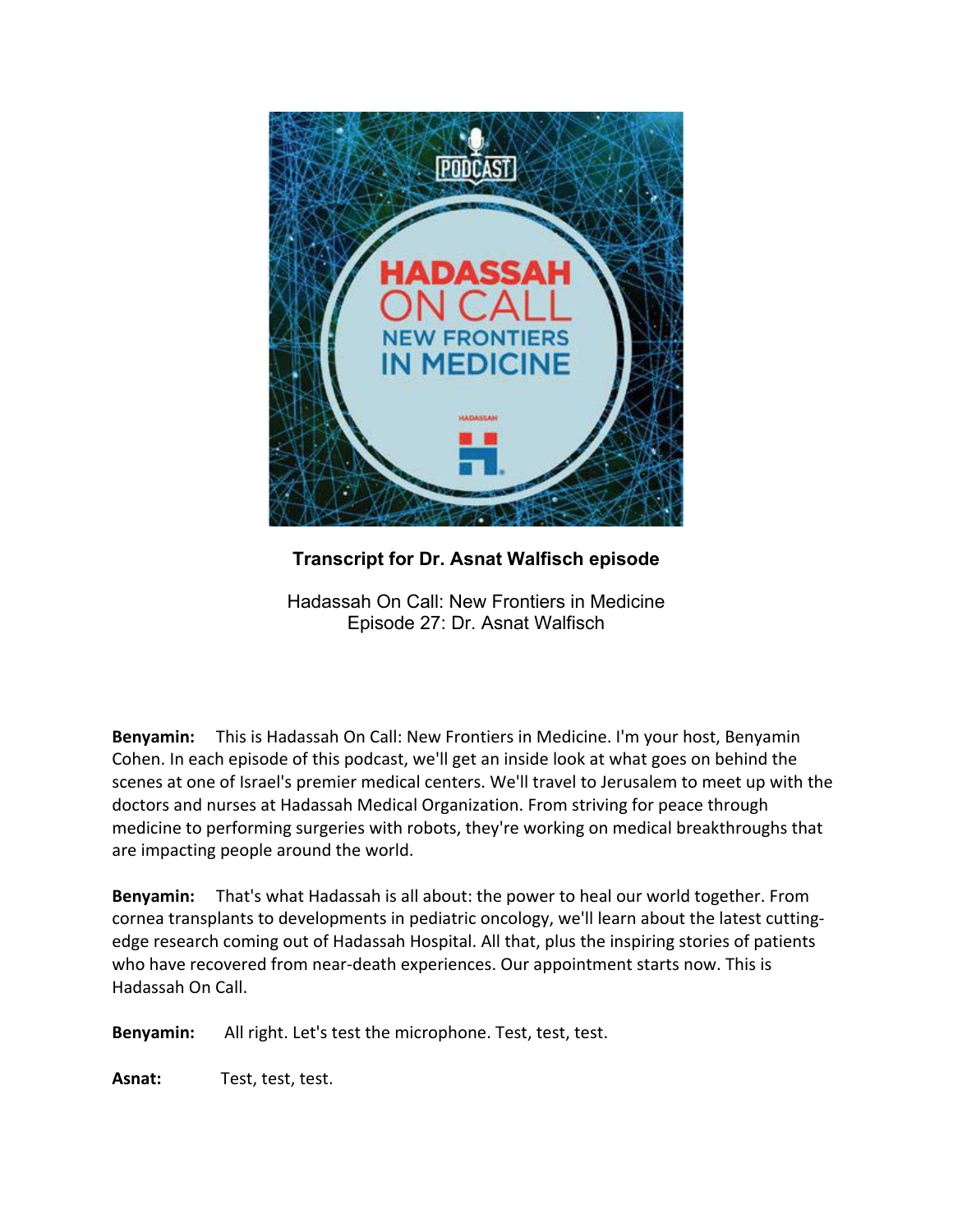**Transcript for Dr. Asnat Walfisch episode**

Hadassah On Call: New Frontiers in Medicine
Episode 27: Dr. Asnat Walfisch

**Benyamin:** This is Hadassah On Call: New Frontiers in Medicine. I'm your host, Benyamin Cohen. In each episode of this podcast, we'll get an inside look at what goes on behind the scenes at one of Israel's premier medical centers. We'll travel to Jerusalem to meet up with the doctors and nurses at Hadassah Medical Organization. From striving for peace through medicine to performing surgeries with robots, they're working on medical breakthroughs that are impacting people around the world.

**Benyamin:** That's what Hadassah is all about: the power to heal our world together. From cornea transplants to developments in pediatric oncology, we'll learn about the latest cutting-edge research coming out of Hadassah Hospital. All that, plus the inspiring stories of patients who have recovered from near-death experiences. Our appointment starts now. This is Hadassah On Call.

**Benyamin:** All right. Let's test the microphone. Test, test, test.

**Asnat:** Test, test, test.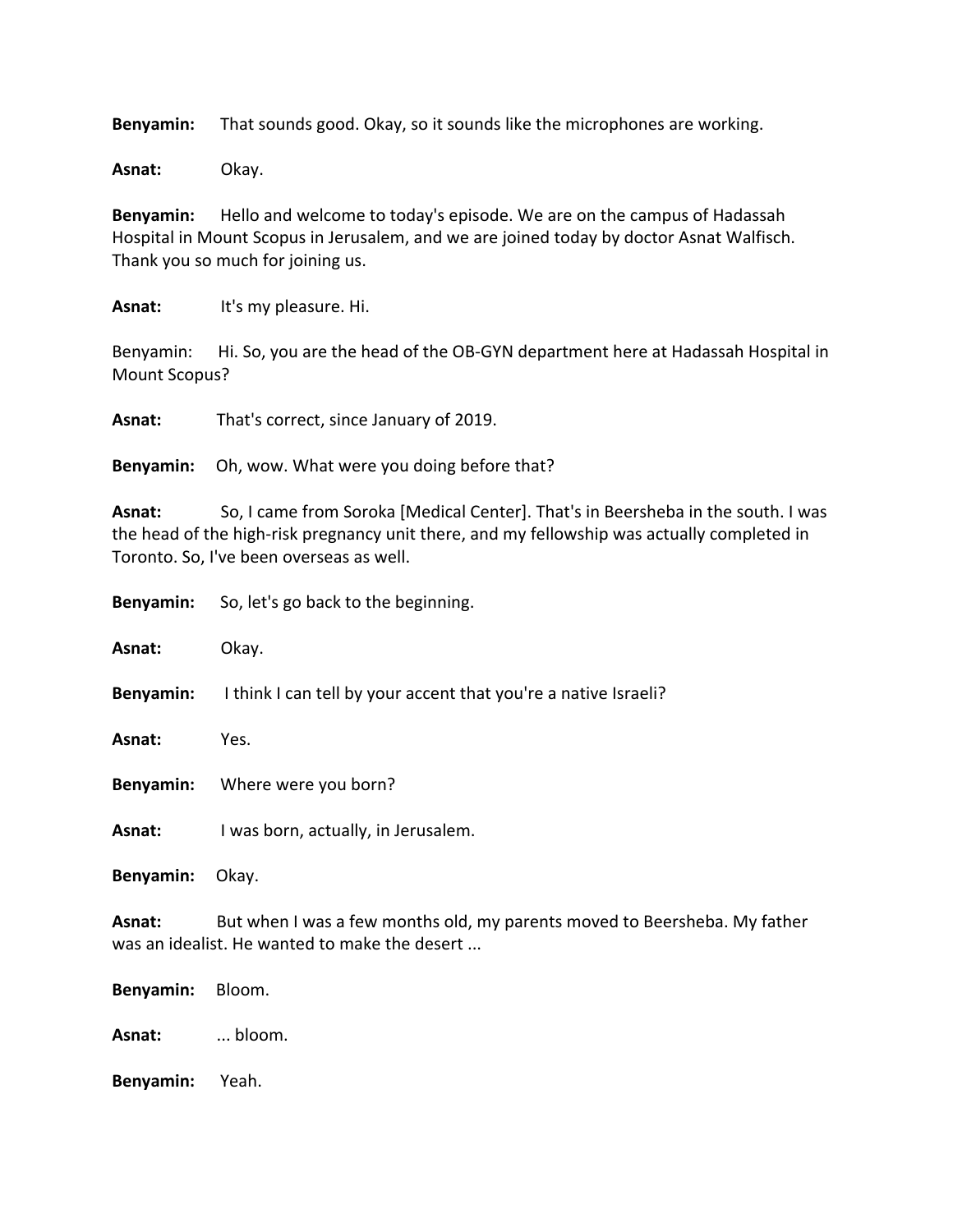**Benyamin:** That sounds good. Okay, so it sounds like the microphones are working.

**Asnat:** Okay.

**Benyamin:** Hello and welcome to today's episode. We are on the campus of Hadassah Hospital in Mount Scopus in Jerusalem, and we are joined today by doctor Asnat Walfisch. Thank you so much for joining us.

**Asnat:** It's my pleasure. Hi.

Benyamin: Hi. So, you are the head of the OB-GYN department here at Hadassah Hospital in Mount Scopus?

**Asnat:** That's correct, since January of 2019.

**Benyamin:** Oh, wow. What were you doing before that?

**Asnat:** So, I came from Soroka [Medical Center]. That's in Beersheba in the south. I was the head of the high-risk pregnancy unit there, and my fellowship was actually completed in Toronto. So, I've been overseas as well.

**Benyamin:** So, let's go back to the beginning.

**Asnat:** Okay.

**Benyamin:** I think I can tell by your accent that you're a native Israeli?

**Asnat:** Yes.

**Benyamin:** Where were you born?

**Asnat:** I was born, actually, in Jerusalem.

**Benyamin:** Okay.

**Asnat:** But when I was a few months old, my parents moved to Beersheba. My father was an idealist. He wanted to make the desert ...

**Benyamin:** Bloom.

**Asnat:** ... bloom.

**Benyamin:** Yeah.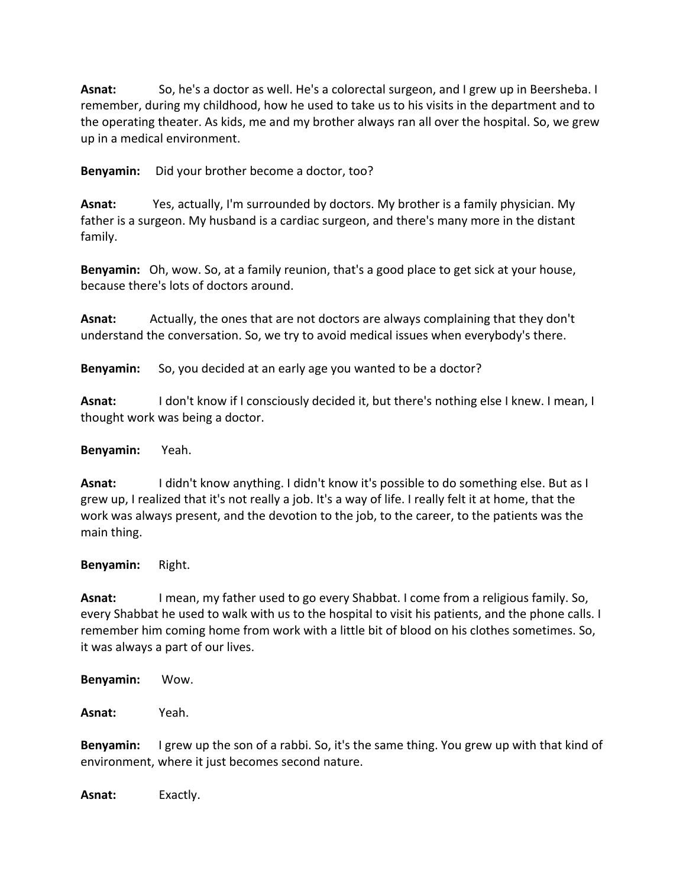**Asnat:** So, he's a doctor as well. He's a colorectal surgeon, and I grew up in Beersheba. I remember, during my childhood, how he used to take us to his visits in the department and to the operating theater. As kids, me and my brother always ran all over the hospital. So, we grew up in a medical environment.

**Benyamin:** Did your brother become a doctor, too?

**Asnat:** Yes, actually, I'm surrounded by doctors. My brother is a family physician. My father is a surgeon. My husband is a cardiac surgeon, and there's many more in the distant family.

**Benyamin:** Oh, wow. So, at a family reunion, that's a good place to get sick at your house, because there's lots of doctors around.

**Asnat:** Actually, the ones that are not doctors are always complaining that they don't understand the conversation. So, we try to avoid medical issues when everybody's there.

**Benyamin:** So, you decided at an early age you wanted to be a doctor?

**Asnat:** I don't know if I consciously decided it, but there's nothing else I knew. I mean, I thought work was being a doctor.

**Benyamin:** Yeah.

**Asnat:** I didn't know anything. I didn't know it's possible to do something else. But as I grew up, I realized that it's not really a job. It's a way of life. I really felt it at home, that the work was always present, and the devotion to the job, to the career, to the patients was the main thing.

**Benyamin:** Right.

**Asnat:** I mean, my father used to go every Shabbat. I come from a religious family. So, every Shabbat he used to walk with us to the hospital to visit his patients, and the phone calls. I remember him coming home from work with a little bit of blood on his clothes sometimes. So, it was always a part of our lives.

**Benyamin:** Wow.

**Asnat:** Yeah.

**Benyamin:** I grew up the son of a rabbi. So, it's the same thing. You grew up with that kind of environment, where it just becomes second nature.

**Asnat:** Exactly.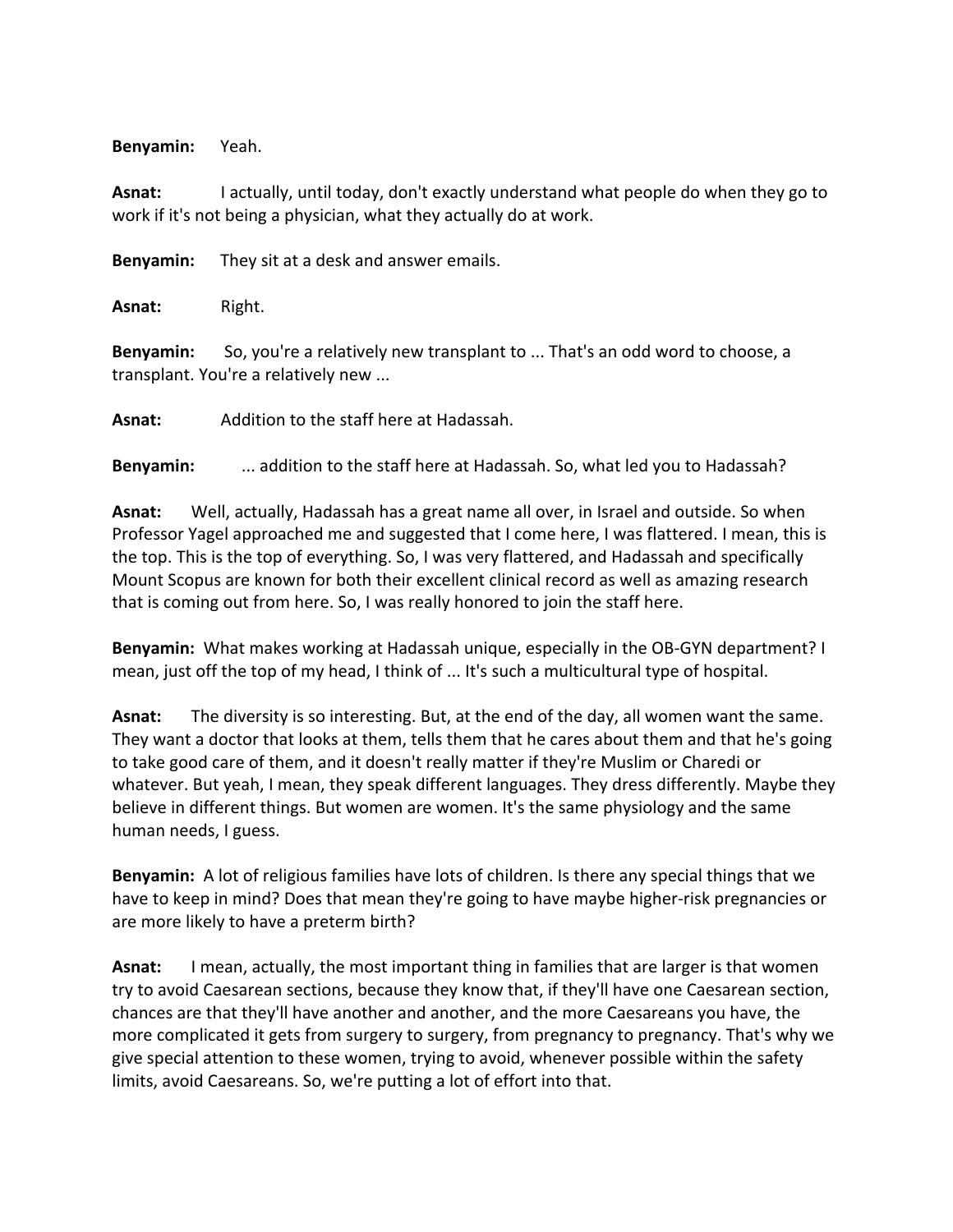**Benyamin:** Yeah.

**Asnat:** I actually, until today, don't exactly understand what people do when they go to work if it's not being a physician, what they actually do at work.

**Benyamin:** They sit at a desk and answer emails.

**Asnat:** Right.

**Benyamin:** So, you're a relatively new transplant to ... That's an odd word to choose, a transplant. You're a relatively new ...

**Asnat:** Addition to the staff here at Hadassah.

**Benyamin:** ... addition to the staff here at Hadassah. So, what led you to Hadassah?

**Asnat:** Well, actually, Hadassah has a great name all over, in Israel and outside. So when Professor Yagel approached me and suggested that I come here, I was flattered. I mean, this is the top. This is the top of everything. So, I was very flattered, and Hadassah and specifically Mount Scopus are known for both their excellent clinical record as well as amazing research that is coming out from here. So, I was really honored to join the staff here.

**Benyamin:** What makes working at Hadassah unique, especially in the OB-GYN department? I mean, just off the top of my head, I think of ... It's such a multicultural type of hospital.

**Asnat:** The diversity is so interesting. But, at the end of the day, all women want the same. They want a doctor that looks at them, tells them that he cares about them and that he's going to take good care of them, and it doesn't really matter if they're Muslim or Charedi or whatever. But yeah, I mean, they speak different languages. They dress differently. Maybe they believe in different things. But women are women. It's the same physiology and the same human needs, I guess.

**Benyamin:** A lot of religious families have lots of children. Is there any special things that we have to keep in mind? Does that mean they're going to have maybe higher-risk pregnancies or are more likely to have a preterm birth?

**Asnat:** I mean, actually, the most important thing in families that are larger is that women try to avoid Caesarean sections, because they know that, if they'll have one Caesarean section, chances are that they'll have another and another, and the more Caesareans you have, the more complicated it gets from surgery to surgery, from pregnancy to pregnancy. That's why we give special attention to these women, trying to avoid, whenever possible within the safety limits, avoid Caesareans. So, we're putting a lot of effort into that.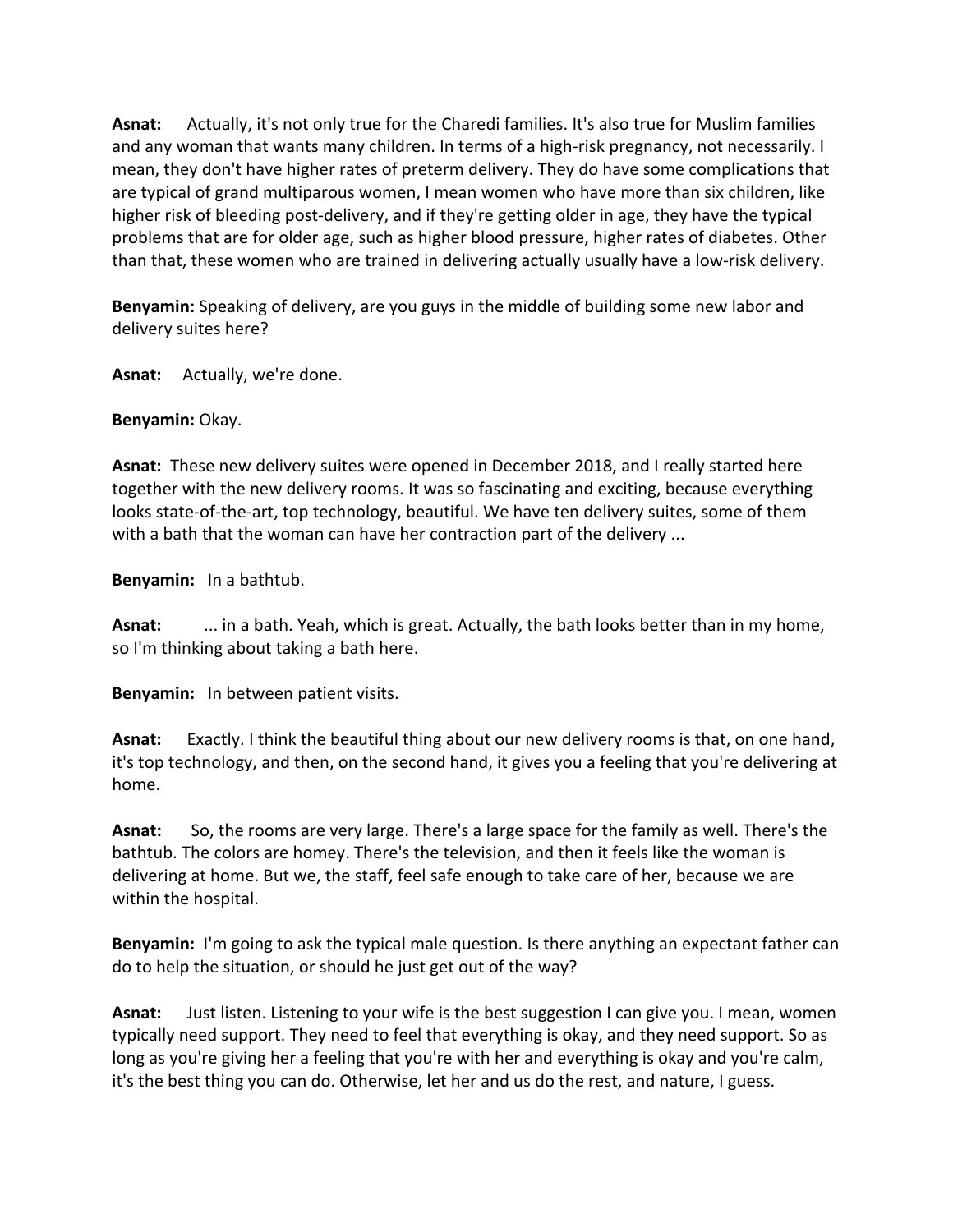**Asnat:** Actually, it's not only true for the Charedi families. It's also true for Muslim families and any woman that wants many children. In terms of a high-risk pregnancy, not necessarily. I mean, they don't have higher rates of preterm delivery. They do have some complications that are typical of grand multiparous women, I mean women who have more than six children, like higher risk of bleeding post-delivery, and if they're getting older in age, they have the typical problems that are for older age, such as higher blood pressure, higher rates of diabetes. Other than that, these women who are trained in delivering actually usually have a low-risk delivery.

**Benyamin:** Speaking of delivery, are you guys in the middle of building some new labor and delivery suites here?

**Asnat:** Actually, we're done.

**Benyamin:** Okay.

**Asnat:** These new delivery suites were opened in December 2018, and I really started here together with the new delivery rooms. It was so fascinating and exciting, because everything looks state-of-the-art, top technology, beautiful. We have ten delivery suites, some of them with a bath that the woman can have her contraction part of the delivery ...

**Benyamin:** In a bathtub.

**Asnat:** ... in a bath. Yeah, which is great. Actually, the bath looks better than in my home, so I'm thinking about taking a bath here.

**Benyamin:** In between patient visits.

**Asnat:** Exactly. I think the beautiful thing about our new delivery rooms is that, on one hand, it's top technology, and then, on the second hand, it gives you a feeling that you're delivering at home.

**Asnat:** So, the rooms are very large. There's a large space for the family as well. There's the bathtub. The colors are homey. There's the television, and then it feels like the woman is delivering at home. But we, the staff, feel safe enough to take care of her, because we are within the hospital.

**Benyamin:** I'm going to ask the typical male question. Is there anything an expectant father can do to help the situation, or should he just get out of the way?

**Asnat:** Just listen. Listening to your wife is the best suggestion I can give you. I mean, women typically need support. They need to feel that everything is okay, and they need support. So as long as you're giving her a feeling that you're with her and everything is okay and you're calm, it's the best thing you can do. Otherwise, let her and us do the rest, and nature, I guess.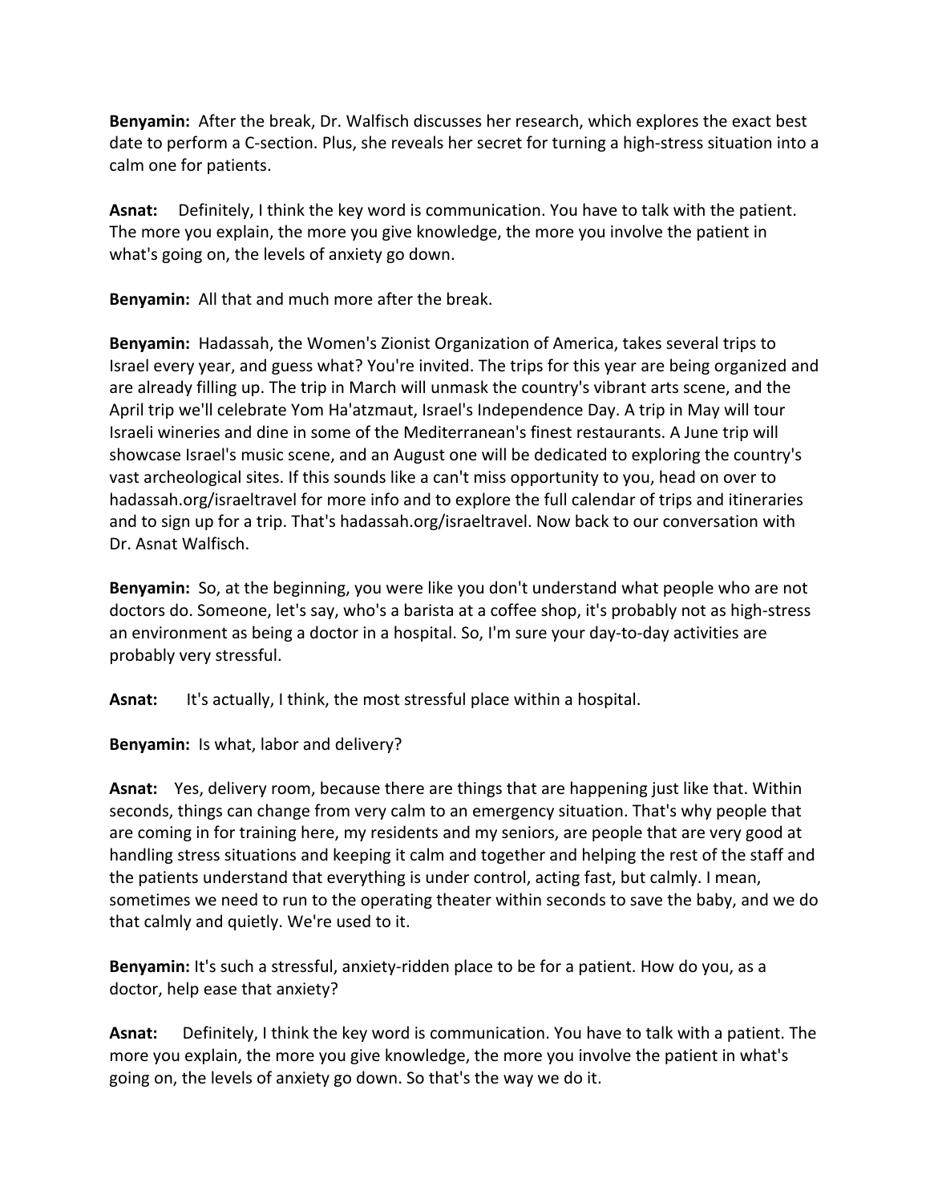**Benyamin:** After the break, Dr. Walfisch discusses her research, which explores the exact best date to perform a C-section. Plus, she reveals her secret for turning a high-stress situation into a calm one for patients.

**Asnat:** Definitely, I think the key word is communication. You have to talk with the patient. The more you explain, the more you give knowledge, the more you involve the patient in what's going on, the levels of anxiety go down.

**Benyamin:** All that and much more after the break.

**Benyamin:** Hadassah, the Women's Zionist Organization of America, takes several trips to Israel every year, and guess what? You're invited. The trips for this year are being organized and are already filling up. The trip in March will unmask the country's vibrant arts scene, and the April trip we'll celebrate Yom Ha'atzmaut, Israel's Independence Day. A trip in May will tour Israeli wineries and dine in some of the Mediterranean's finest restaurants. A June trip will showcase Israel's music scene, and an August one will be dedicated to exploring the country's vast archeological sites. If this sounds like a can't miss opportunity to you, head on over to hadassah.org/israeltravel for more info and to explore the full calendar of trips and itineraries and to sign up for a trip. That's hadassah.org/israeltravel. Now back to our conversation with Dr. Asnat Walfisch.

**Benyamin:** So, at the beginning, you were like you don't understand what people who are not doctors do. Someone, let's say, who's a barista at a coffee shop, it's probably not as high-stress an environment as being a doctor in a hospital. So, I'm sure your day-to-day activities are probably very stressful.

**Asnat:** It's actually, I think, the most stressful place within a hospital.

**Benyamin:** Is what, labor and delivery?

**Asnat:** Yes, delivery room, because there are things that are happening just like that. Within seconds, things can change from very calm to an emergency situation. That's why people that are coming in for training here, my residents and my seniors, are people that are very good at handling stress situations and keeping it calm and together and helping the rest of the staff and the patients understand that everything is under control, acting fast, but calmly. I mean, sometimes we need to run to the operating theater within seconds to save the baby, and we do that calmly and quietly. We're used to it.

**Benyamin:** It's such a stressful, anxiety-ridden place to be for a patient. How do you, as a doctor, help ease that anxiety?

**Asnat:** Definitely, I think the key word is communication. You have to talk with a patient. The more you explain, the more you give knowledge, the more you involve the patient in what's going on, the levels of anxiety go down. So that's the way we do it.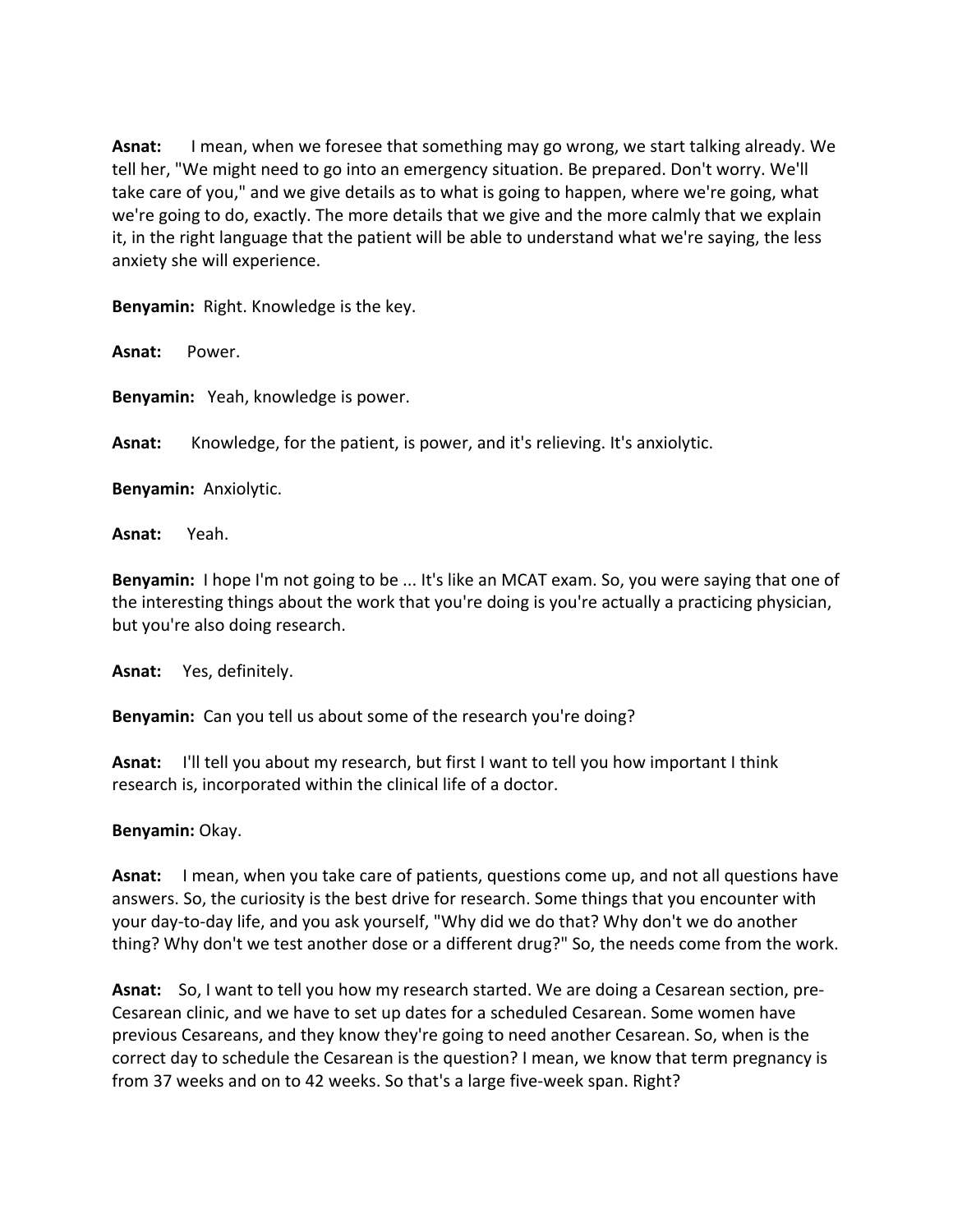**Asnat:** I mean, when we foresee that something may go wrong, we start talking already. We tell her, "We might need to go into an emergency situation. Be prepared. Don't worry. We'll take care of you," and we give details as to what is going to happen, where we're going, what we're going to do, exactly. The more details that we give and the more calmly that we explain it, in the right language that the patient will be able to understand what we're saying, the less anxiety she will experience.

**Benyamin:** Right. Knowledge is the key.

**Asnat:** Power.

**Benyamin:** Yeah, knowledge is power.

**Asnat:** Knowledge, for the patient, is power, and it's relieving. It's anxiolytic.

**Benyamin:** Anxiolytic.

**Asnat:** Yeah.

**Benyamin:** I hope I'm not going to be ... It's like an MCAT exam. So, you were saying that one of the interesting things about the work that you're doing is you're actually a practicing physician, but you're also doing research.

**Asnat:** Yes, definitely.

**Benyamin:** Can you tell us about some of the research you're doing?

**Asnat:** I'll tell you about my research, but first I want to tell you how important I think research is, incorporated within the clinical life of a doctor.

**Benyamin:** Okay.

**Asnat:** I mean, when you take care of patients, questions come up, and not all questions have answers. So, the curiosity is the best drive for research. Some things that you encounter with your day-to-day life, and you ask yourself, "Why did we do that? Why don't we do another thing? Why don't we test another dose or a different drug?" So, the needs come from the work.

**Asnat:** So, I want to tell you how my research started. We are doing a Cesarean section, pre-Cesarean clinic, and we have to set up dates for a scheduled Cesarean. Some women have previous Cesareans, and they know they're going to need another Cesarean. So, when is the correct day to schedule the Cesarean is the question? I mean, we know that term pregnancy is from 37 weeks and on to 42 weeks. So that's a large five-week span. Right?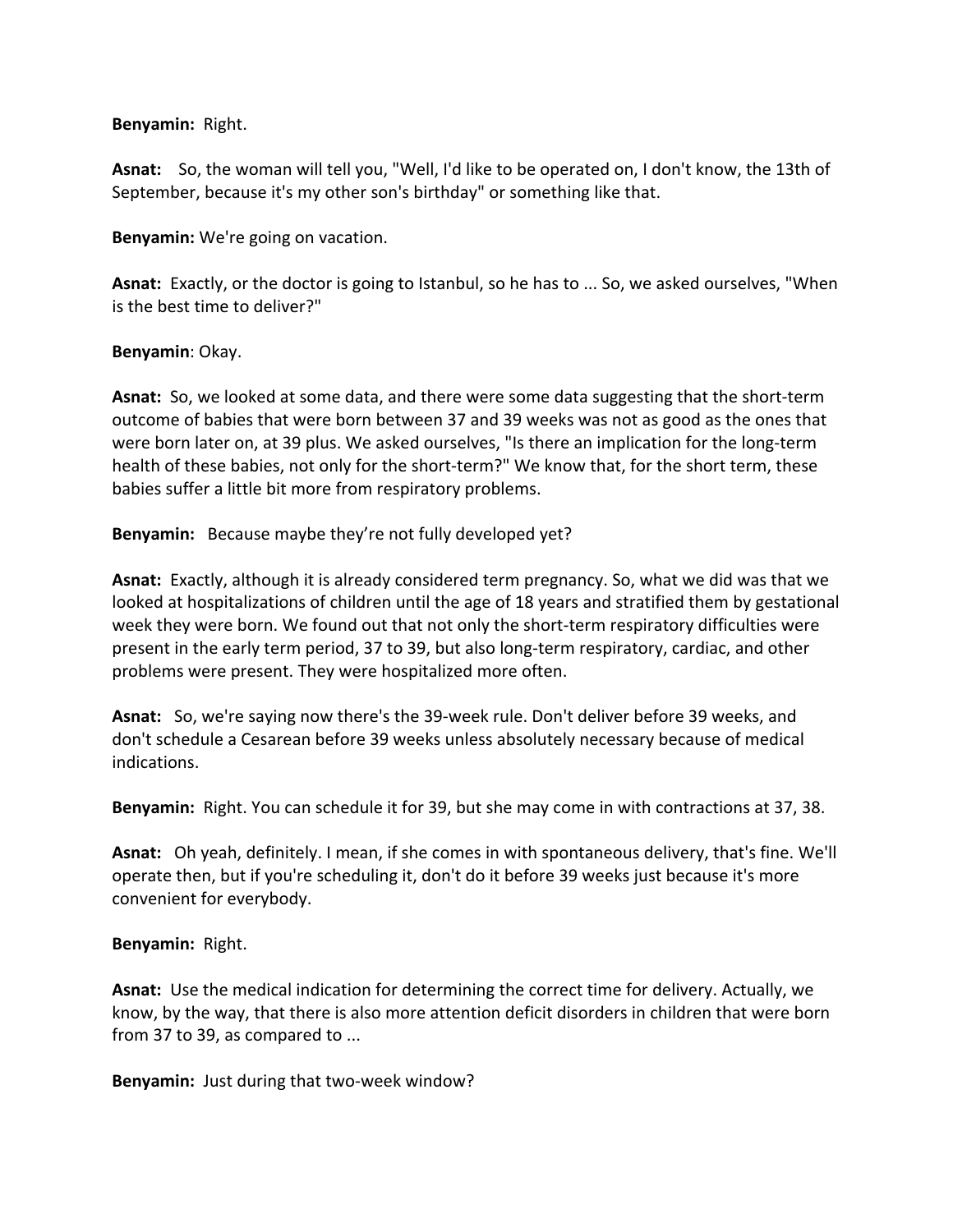**Benyamin:** Right.

**Asnat:** So, the woman will tell you, "Well, I'd like to be operated on, I don't know, the 13th of September, because it's my other son's birthday" or something like that.

**Benyamin:** We're going on vacation.

**Asnat:** Exactly, or the doctor is going to Istanbul, so he has to ... So, we asked ourselves, "When is the best time to deliver?"

**Benyamin**: Okay.

**Asnat:** So, we looked at some data, and there were some data suggesting that the short-term outcome of babies that were born between 37 and 39 weeks was not as good as the ones that were born later on, at 39 plus. We asked ourselves, "Is there an implication for the long-term health of these babies, not only for the short-term?" We know that, for the short term, these babies suffer a little bit more from respiratory problems.

**Benyamin:** Because maybe they're not fully developed yet?

**Asnat:** Exactly, although it is already considered term pregnancy. So, what we did was that we looked at hospitalizations of children until the age of 18 years and stratified them by gestational week they were born. We found out that not only the short-term respiratory difficulties were present in the early term period, 37 to 39, but also long-term respiratory, cardiac, and other problems were present. They were hospitalized more often.

**Asnat:** So, we're saying now there's the 39-week rule. Don't deliver before 39 weeks, and don't schedule a Cesarean before 39 weeks unless absolutely necessary because of medical indications.

**Benyamin:** Right. You can schedule it for 39, but she may come in with contractions at 37, 38.

**Asnat:** Oh yeah, definitely. I mean, if she comes in with spontaneous delivery, that's fine. We'll operate then, but if you're scheduling it, don't do it before 39 weeks just because it's more convenient for everybody.

**Benyamin:** Right.

**Asnat:** Use the medical indication for determining the correct time for delivery. Actually, we know, by the way, that there is also more attention deficit disorders in children that were born from 37 to 39, as compared to ...

**Benyamin:** Just during that two-week window?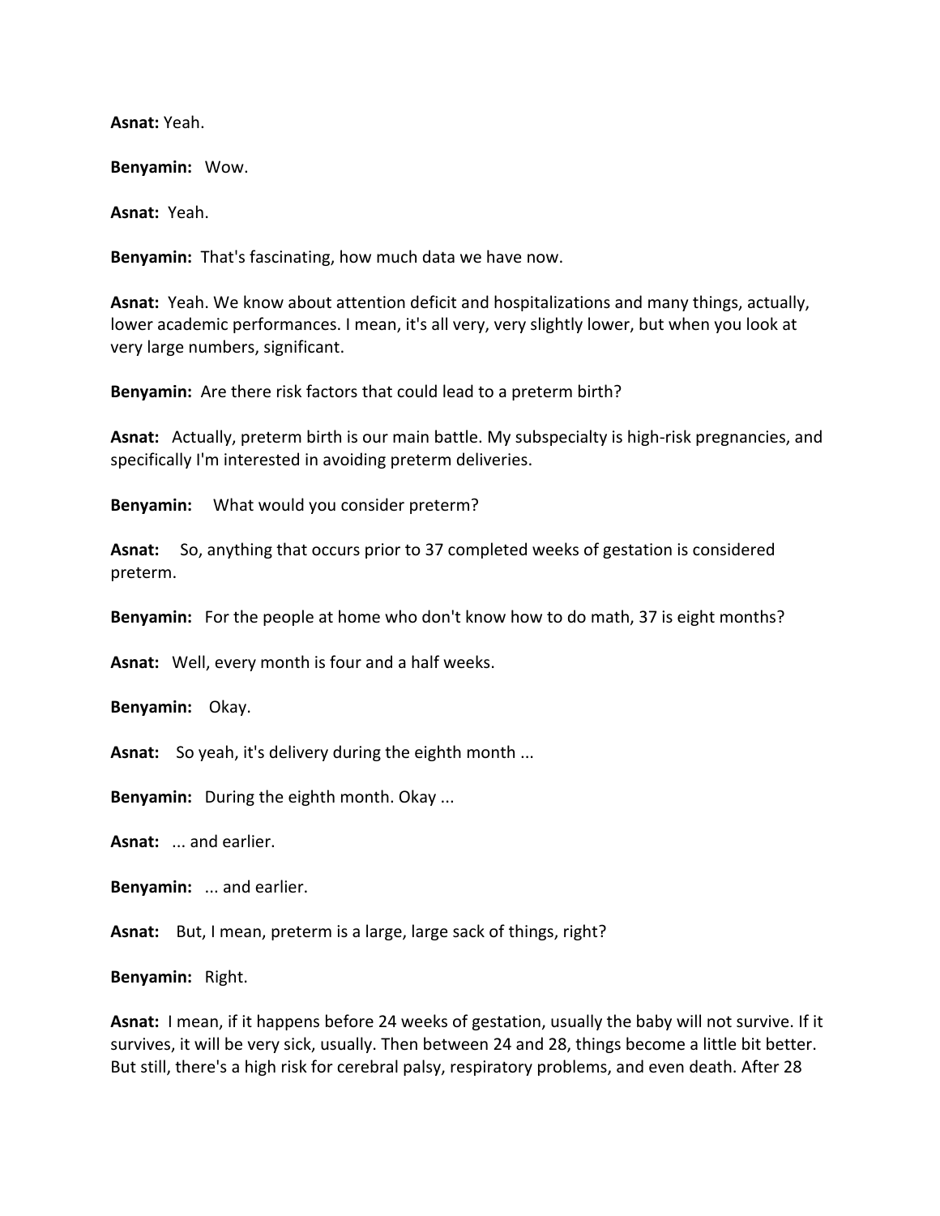**Asnat:** Yeah.

**Benyamin:** Wow.

**Asnat:** Yeah.

**Benyamin:** That's fascinating, how much data we have now.

**Asnat:** Yeah. We know about attention deficit and hospitalizations and many things, actually, lower academic performances. I mean, it's all very, very slightly lower, but when you look at very large numbers, significant.

**Benyamin:** Are there risk factors that could lead to a preterm birth?

**Asnat:** Actually, preterm birth is our main battle. My subspecialty is high-risk pregnancies, and specifically I'm interested in avoiding preterm deliveries.

**Benyamin:** What would you consider preterm?

**Asnat:** So, anything that occurs prior to 37 completed weeks of gestation is considered preterm.

**Benyamin:** For the people at home who don't know how to do math, 37 is eight months?

**Asnat:** Well, every month is four and a half weeks.

**Benyamin:** Okay.

**Asnat:** So yeah, it's delivery during the eighth month ...

**Benyamin:** During the eighth month. Okay ...

**Asnat:** ... and earlier.

**Benyamin:** ... and earlier.

**Asnat:** But, I mean, preterm is a large, large sack of things, right?

**Benyamin:** Right.

**Asnat:** I mean, if it happens before 24 weeks of gestation, usually the baby will not survive. If it survives, it will be very sick, usually. Then between 24 and 28, things become a little bit better. But still, there's a high risk for cerebral palsy, respiratory problems, and even death. After 28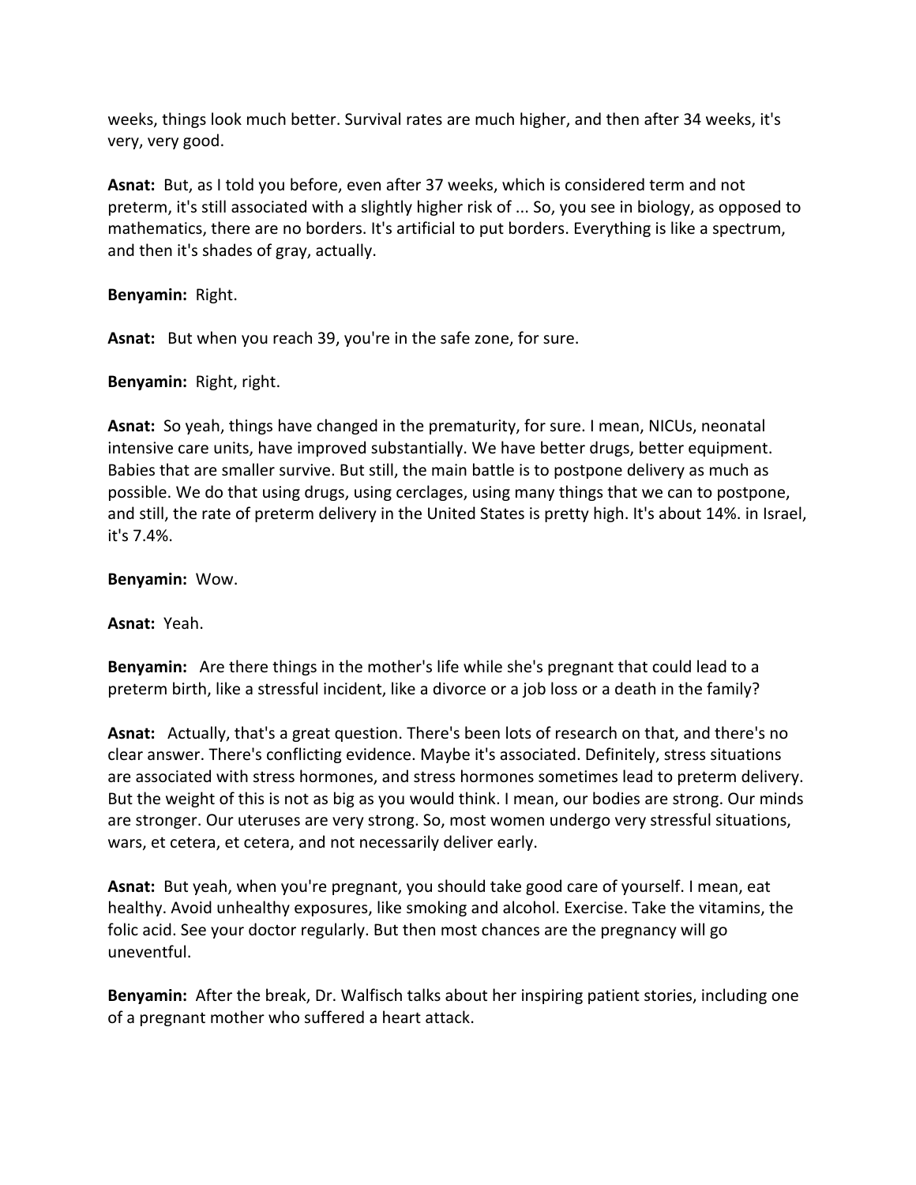weeks, things look much better. Survival rates are much higher, and then after 34 weeks, it's very, very good.

**Asnat:** But, as I told you before, even after 37 weeks, which is considered term and not preterm, it's still associated with a slightly higher risk of ... So, you see in biology, as opposed to mathematics, there are no borders. It's artificial to put borders. Everything is like a spectrum, and then it's shades of gray, actually.

**Benyamin:** Right.

**Asnat:** But when you reach 39, you're in the safe zone, for sure.

**Benyamin:** Right, right.

**Asnat:** So yeah, things have changed in the prematurity, for sure. I mean, NICUs, neonatal intensive care units, have improved substantially. We have better drugs, better equipment. Babies that are smaller survive. But still, the main battle is to postpone delivery as much as possible. We do that using drugs, using cerclages, using many things that we can to postpone, and still, the rate of preterm delivery in the United States is pretty high. It's about 14%. in Israel, it's 7.4%.

**Benyamin:** Wow.

**Asnat:** Yeah.

**Benyamin:** Are there things in the mother's life while she's pregnant that could lead to a preterm birth, like a stressful incident, like a divorce or a job loss or a death in the family?

**Asnat:** Actually, that's a great question. There's been lots of research on that, and there's no clear answer. There's conflicting evidence. Maybe it's associated. Definitely, stress situations are associated with stress hormones, and stress hormones sometimes lead to preterm delivery. But the weight of this is not as big as you would think. I mean, our bodies are strong. Our minds are stronger. Our uteruses are very strong. So, most women undergo very stressful situations, wars, et cetera, et cetera, and not necessarily deliver early.

**Asnat:** But yeah, when you're pregnant, you should take good care of yourself. I mean, eat healthy. Avoid unhealthy exposures, like smoking and alcohol. Exercise. Take the vitamins, the folic acid. See your doctor regularly. But then most chances are the pregnancy will go uneventful.

**Benyamin:** After the break, Dr. Walfisch talks about her inspiring patient stories, including one of a pregnant mother who suffered a heart attack.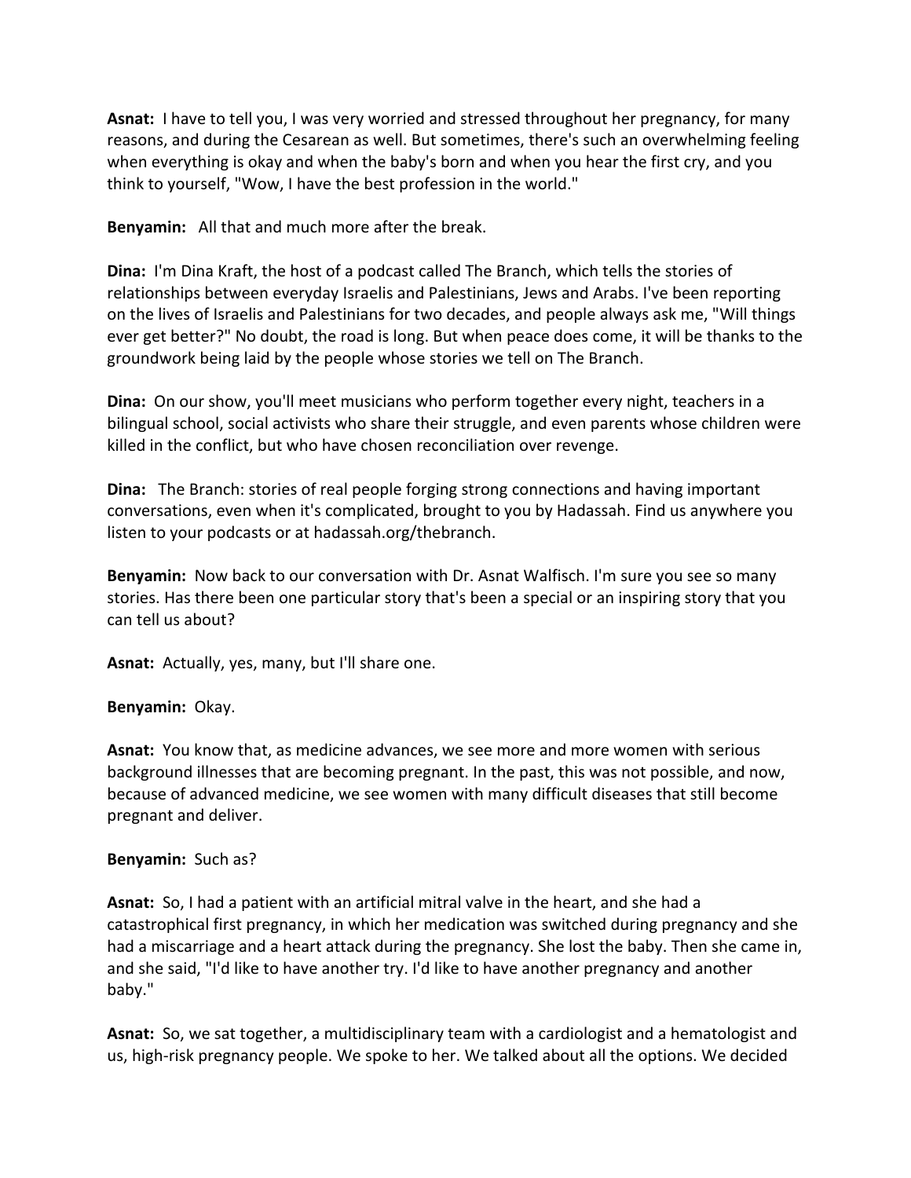**Asnat:** I have to tell you, I was very worried and stressed throughout her pregnancy, for many reasons, and during the Cesarean as well. But sometimes, there's such an overwhelming feeling when everything is okay and when the baby's born and when you hear the first cry, and you think to yourself, "Wow, I have the best profession in the world."

**Benyamin:** All that and much more after the break.

**Dina:** I'm Dina Kraft, the host of a podcast called The Branch, which tells the stories of relationships between everyday Israelis and Palestinians, Jews and Arabs. I've been reporting on the lives of Israelis and Palestinians for two decades, and people always ask me, "Will things ever get better?" No doubt, the road is long. But when peace does come, it will be thanks to the groundwork being laid by the people whose stories we tell on The Branch.

**Dina:** On our show, you'll meet musicians who perform together every night, teachers in a bilingual school, social activists who share their struggle, and even parents whose children were killed in the conflict, but who have chosen reconciliation over revenge.

**Dina:** The Branch: stories of real people forging strong connections and having important conversations, even when it's complicated, brought to you by Hadassah. Find us anywhere you listen to your podcasts or at hadassah.org/thebranch.

**Benyamin:** Now back to our conversation with Dr. Asnat Walfisch. I'm sure you see so many stories. Has there been one particular story that's been a special or an inspiring story that you can tell us about?

**Asnat:** Actually, yes, many, but I'll share one.

**Benyamin:** Okay.

**Asnat:** You know that, as medicine advances, we see more and more women with serious background illnesses that are becoming pregnant. In the past, this was not possible, and now, because of advanced medicine, we see women with many difficult diseases that still become pregnant and deliver.

**Benyamin:** Such as?

**Asnat:** So, I had a patient with an artificial mitral valve in the heart, and she had a catastrophical first pregnancy, in which her medication was switched during pregnancy and she had a miscarriage and a heart attack during the pregnancy. She lost the baby. Then she came in, and she said, "I'd like to have another try. I'd like to have another pregnancy and another baby."

**Asnat:** So, we sat together, a multidisciplinary team with a cardiologist and a hematologist and us, high-risk pregnancy people. We spoke to her. We talked about all the options. We decided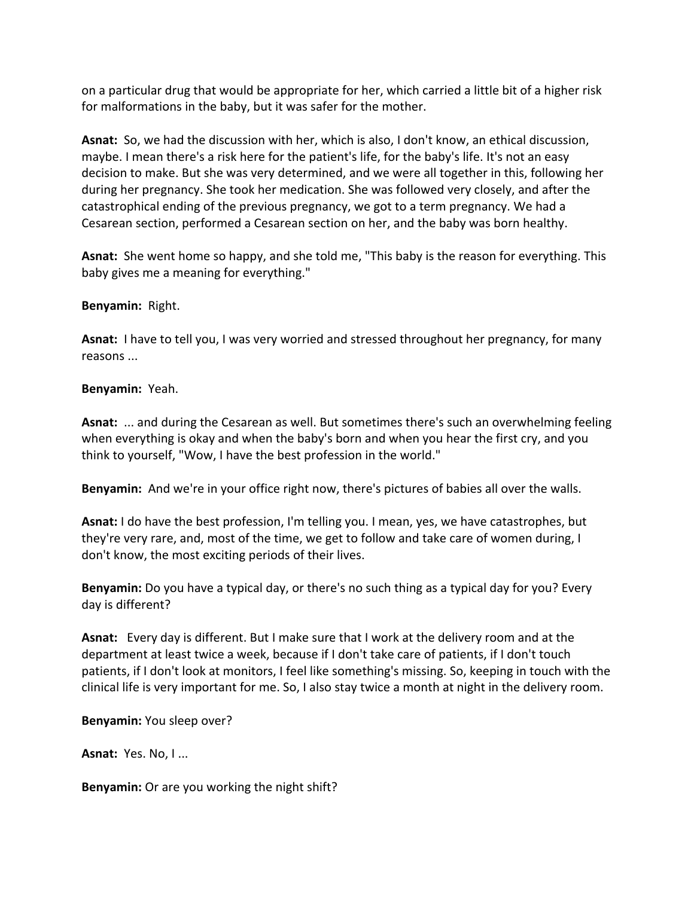on a particular drug that would be appropriate for her, which carried a little bit of a higher risk for malformations in the baby, but it was safer for the mother.

**Asnat:** So, we had the discussion with her, which is also, I don't know, an ethical discussion, maybe. I mean there's a risk here for the patient's life, for the baby's life. It's not an easy decision to make. But she was very determined, and we were all together in this, following her during her pregnancy. She took her medication. She was followed very closely, and after the catastrophical ending of the previous pregnancy, we got to a term pregnancy. We had a Cesarean section, performed a Cesarean section on her, and the baby was born healthy.

**Asnat:** She went home so happy, and she told me, "This baby is the reason for everything. This baby gives me a meaning for everything."

**Benyamin:** Right.

**Asnat:** I have to tell you, I was very worried and stressed throughout her pregnancy, for many reasons ...

**Benyamin:** Yeah.

**Asnat:** ... and during the Cesarean as well. But sometimes there's such an overwhelming feeling when everything is okay and when the baby's born and when you hear the first cry, and you think to yourself, "Wow, I have the best profession in the world."

**Benyamin:** And we're in your office right now, there's pictures of babies all over the walls.

**Asnat:** I do have the best profession, I'm telling you. I mean, yes, we have catastrophes, but they're very rare, and, most of the time, we get to follow and take care of women during, I don't know, the most exciting periods of their lives.

**Benyamin:** Do you have a typical day, or there's no such thing as a typical day for you? Every day is different?

**Asnat:** Every day is different. But I make sure that I work at the delivery room and at the department at least twice a week, because if I don't take care of patients, if I don't touch patients, if I don't look at monitors, I feel like something's missing. So, keeping in touch with the clinical life is very important for me. So, I also stay twice a month at night in the delivery room.

**Benyamin:** You sleep over?

**Asnat:** Yes. No, I ...

**Benyamin:** Or are you working the night shift?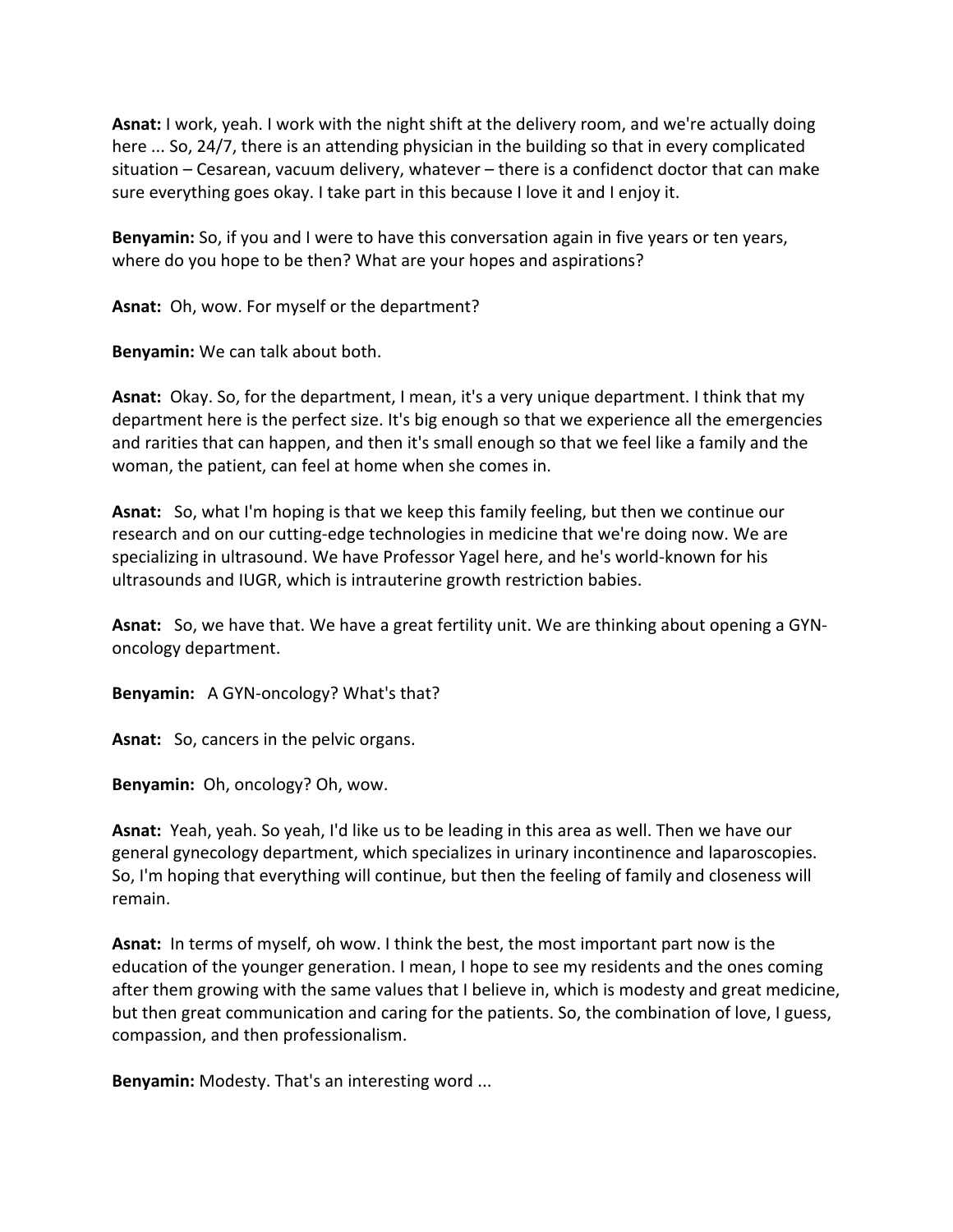**Asnat:** I work, yeah. I work with the night shift at the delivery room, and we're actually doing here ... So, 24/7, there is an attending physician in the building so that in every complicated situation – Cesarean, vacuum delivery, whatever – there is a confidenct doctor that can make sure everything goes okay. I take part in this because I love it and I enjoy it.

**Benyamin:** So, if you and I were to have this conversation again in five years or ten years, where do you hope to be then? What are your hopes and aspirations?

**Asnat:** Oh, wow. For myself or the department?

**Benyamin:** We can talk about both.

**Asnat:** Okay. So, for the department, I mean, it's a very unique department. I think that my department here is the perfect size. It's big enough so that we experience all the emergencies and rarities that can happen, and then it's small enough so that we feel like a family and the woman, the patient, can feel at home when she comes in.

**Asnat:** So, what I'm hoping is that we keep this family feeling, but then we continue our research and on our cutting-edge technologies in medicine that we're doing now. We are specializing in ultrasound. We have Professor Yagel here, and he's world-known for his ultrasounds and IUGR, which is intrauterine growth restriction babies.

**Asnat:** So, we have that. We have a great fertility unit. We are thinking about opening a GYN-oncology department.

**Benyamin:** A GYN-oncology? What's that?

**Asnat:** So, cancers in the pelvic organs.

**Benyamin:** Oh, oncology? Oh, wow.

**Asnat:** Yeah, yeah. So yeah, I'd like us to be leading in this area as well. Then we have our general gynecology department, which specializes in urinary incontinence and laparoscopies. So, I'm hoping that everything will continue, but then the feeling of family and closeness will remain.

**Asnat:** In terms of myself, oh wow. I think the best, the most important part now is the education of the younger generation. I mean, I hope to see my residents and the ones coming after them growing with the same values that I believe in, which is modesty and great medicine, but then great communication and caring for the patients. So, the combination of love, I guess, compassion, and then professionalism.

**Benyamin:** Modesty. That's an interesting word ...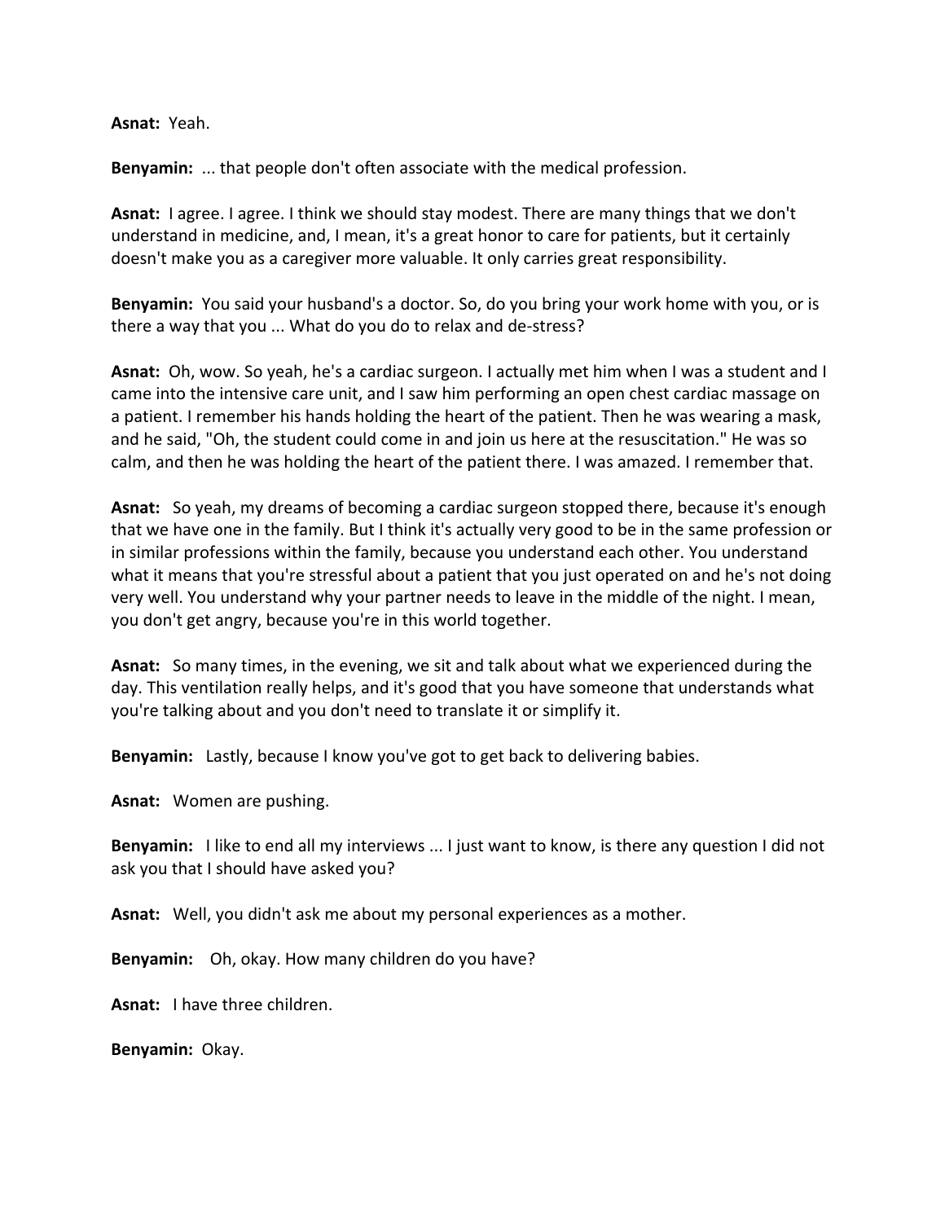**Asnat:** Yeah.

**Benyamin:** ... that people don't often associate with the medical profession.

**Asnat:** I agree. I agree. I think we should stay modest. There are many things that we don't understand in medicine, and, I mean, it's a great honor to care for patients, but it certainly doesn't make you as a caregiver more valuable. It only carries great responsibility.

**Benyamin:** You said your husband's a doctor. So, do you bring your work home with you, or is there a way that you ... What do you do to relax and de-stress?

**Asnat:** Oh, wow. So yeah, he's a cardiac surgeon. I actually met him when I was a student and I came into the intensive care unit, and I saw him performing an open chest cardiac massage on a patient. I remember his hands holding the heart of the patient. Then he was wearing a mask, and he said, "Oh, the student could come in and join us here at the resuscitation." He was so calm, and then he was holding the heart of the patient there. I was amazed. I remember that.

**Asnat:** So yeah, my dreams of becoming a cardiac surgeon stopped there, because it's enough that we have one in the family. But I think it's actually very good to be in the same profession or in similar professions within the family, because you understand each other. You understand what it means that you're stressful about a patient that you just operated on and he's not doing very well. You understand why your partner needs to leave in the middle of the night. I mean, you don't get angry, because you're in this world together.

**Asnat:** So many times, in the evening, we sit and talk about what we experienced during the day. This ventilation really helps, and it's good that you have someone that understands what you're talking about and you don't need to translate it or simplify it.

**Benyamin:** Lastly, because I know you've got to get back to delivering babies.

**Asnat:** Women are pushing.

**Benyamin:** I like to end all my interviews ... I just want to know, is there any question I did not ask you that I should have asked you?

**Asnat:** Well, you didn't ask me about my personal experiences as a mother.

**Benyamin:** Oh, okay. How many children do you have?

**Asnat:** I have three children.

**Benyamin:** Okay.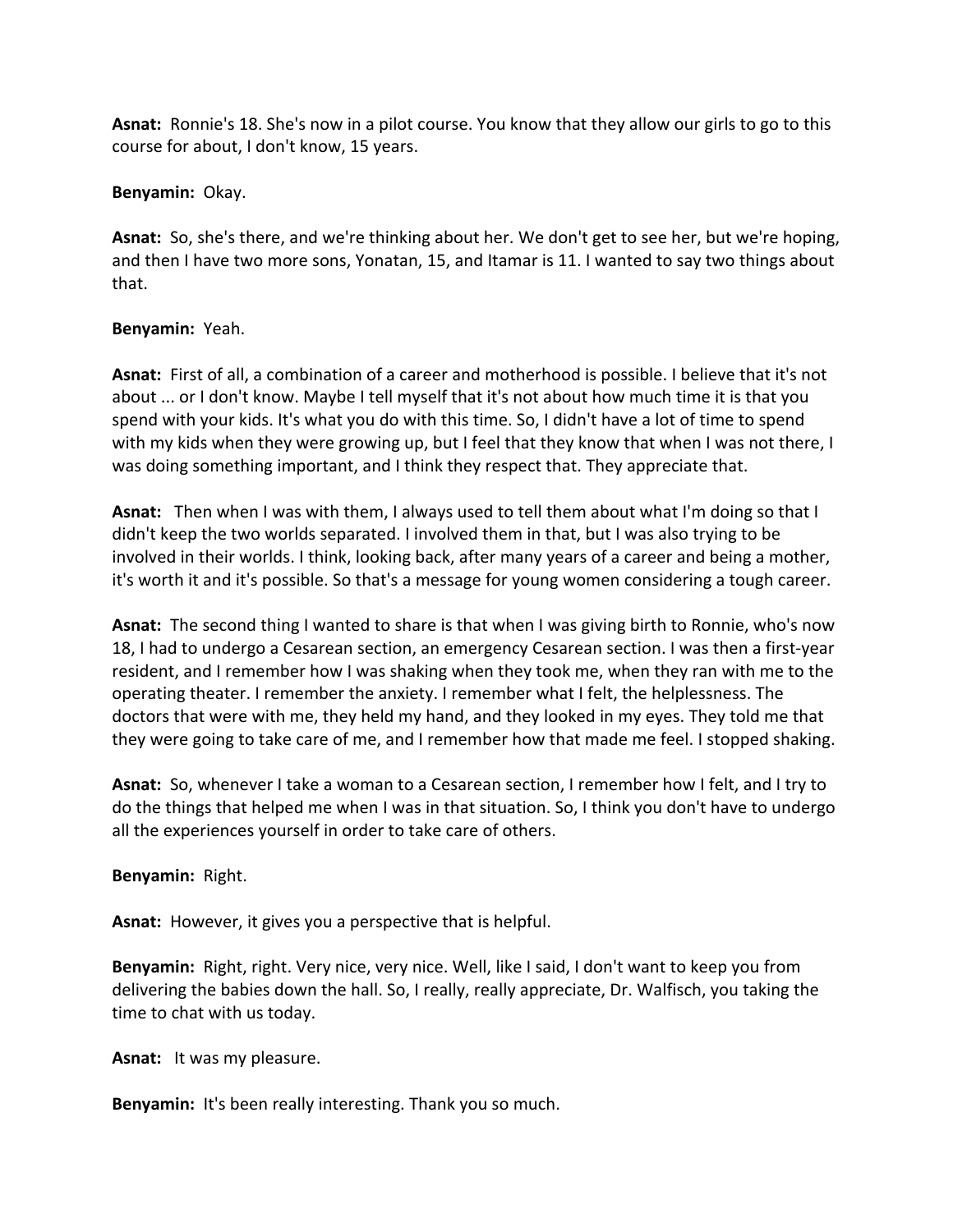**Asnat:** Ronnie's 18. She's now in a pilot course. You know that they allow our girls to go to this course for about, I don't know, 15 years.

**Benyamin:** Okay.

**Asnat:** So, she's there, and we're thinking about her. We don't get to see her, but we're hoping, and then I have two more sons, Yonatan, 15, and Itamar is 11. I wanted to say two things about that.

**Benyamin:** Yeah.

**Asnat:** First of all, a combination of a career and motherhood is possible. I believe that it's not about ... or I don't know. Maybe I tell myself that it's not about how much time it is that you spend with your kids. It's what you do with this time. So, I didn't have a lot of time to spend with my kids when they were growing up, but I feel that they know that when I was not there, I was doing something important, and I think they respect that. They appreciate that.

**Asnat:** Then when I was with them, I always used to tell them about what I'm doing so that I didn't keep the two worlds separated. I involved them in that, but I was also trying to be involved in their worlds. I think, looking back, after many years of a career and being a mother, it's worth it and it's possible. So that's a message for young women considering a tough career.

**Asnat:** The second thing I wanted to share is that when I was giving birth to Ronnie, who's now 18, I had to undergo a Cesarean section, an emergency Cesarean section. I was then a first-year resident, and I remember how I was shaking when they took me, when they ran with me to the operating theater. I remember the anxiety. I remember what I felt, the helplessness. The doctors that were with me, they held my hand, and they looked in my eyes. They told me that they were going to take care of me, and I remember how that made me feel. I stopped shaking.

**Asnat:** So, whenever I take a woman to a Cesarean section, I remember how I felt, and I try to do the things that helped me when I was in that situation. So, I think you don't have to undergo all the experiences yourself in order to take care of others.

**Benyamin:** Right.

**Asnat:** However, it gives you a perspective that is helpful.

**Benyamin:** Right, right. Very nice, very nice. Well, like I said, I don't want to keep you from delivering the babies down the hall. So, I really, really appreciate, Dr. Walfisch, you taking the time to chat with us today.

**Asnat:** It was my pleasure.

**Benyamin:** It's been really interesting. Thank you so much.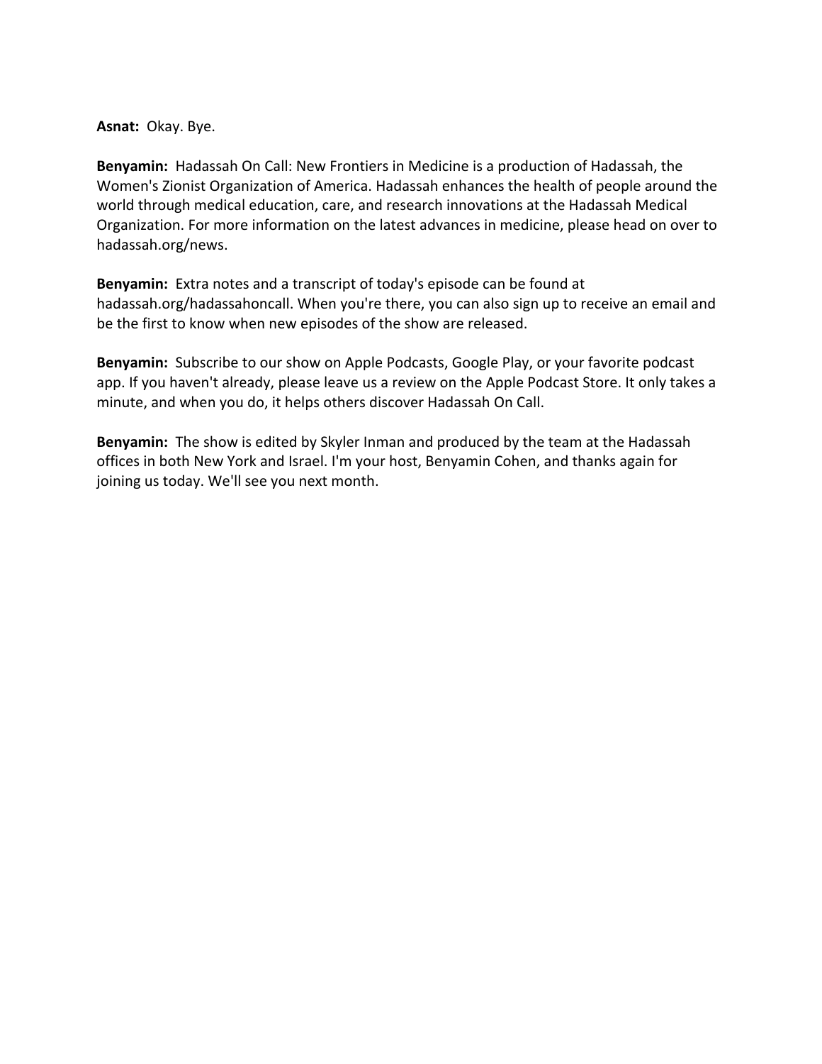**Asnat:** Okay. Bye.

**Benyamin:** Hadassah On Call: New Frontiers in Medicine is a production of Hadassah, the Women's Zionist Organization of America. Hadassah enhances the health of people around the world through medical education, care, and research innovations at the Hadassah Medical Organization. For more information on the latest advances in medicine, please head on over to hadassah.org/news.

**Benyamin:** Extra notes and a transcript of today's episode can be found at hadassah.org/hadassahoncall. When you're there, you can also sign up to receive an email and be the first to know when new episodes of the show are released.

**Benyamin:** Subscribe to our show on Apple Podcasts, Google Play, or your favorite podcast app. If you haven't already, please leave us a review on the Apple Podcast Store. It only takes a minute, and when you do, it helps others discover Hadassah On Call.

**Benyamin:** The show is edited by Skyler Inman and produced by the team at the Hadassah offices in both New York and Israel. I'm your host, Benyamin Cohen, and thanks again for joining us today. We'll see you next month.